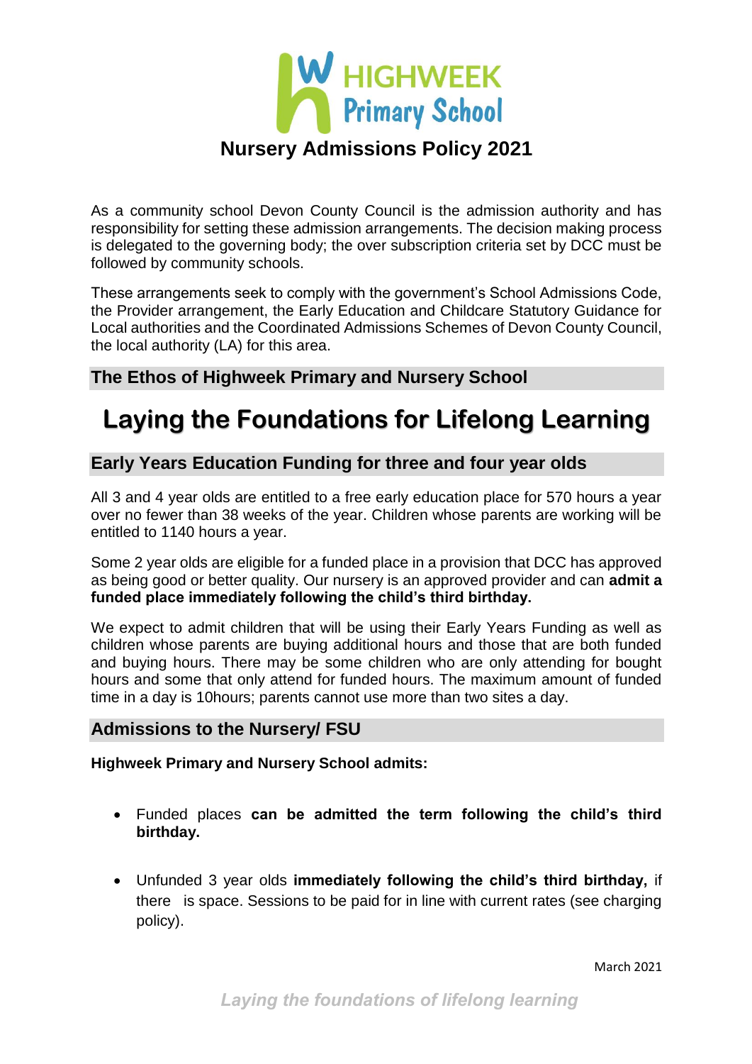# HIGHWEEK Primary School

## Nursery Admissions Policy 2021

As a community school Devon County Council is the admission authority and has responsibility for setting these admission arrangements. The decision making process is delegated to the governing body; the over subscription criteria set by DCC must be followed by community schools.

These arrangements seek to comply with the government's School Admissions Code, the Provider arrangement, the Early Education and Childcare Statutory Guidance for Local authorities and the Coordinated Admissions Schemes of Devon County Council, the local authority (LA) for this area.

### The Ethos of Highweek Primary and Nursery School

# Laying the Foundations for Lifelong Learning

### Early Years Education Funding for three and four year olds

All 3 and 4 year olds are entitled to a free early education place for 570 hours a year over no fewer than 38 weeks of the year. Children whose parents are working will be entitled to 1140 hours a year.

Some 2 year olds are eligible for a funded place in a provision that DCC has approved as being good or better quality. Our nursery is an approved provider and can **admit a funded place immediately following the child's third birthday.**

We expect to admit children that will be using their Early Years Funding as well as children whose parents are buying additional hours and those that are both funded and buying hours. There may be some children who are only attending for bought hours and some that only attend for funded hours. The maximum amount of funded time in a day is 10hours; parents cannot use more than two sites a day.

### Admissions to the Nursery/ FSU

**Highweek Primary and Nursery School admits:**

- Funded places **can be admitted the term following the child's third birthday.**
- Unfunded 3 year olds **immediately following the child's third birthday,** if there is space. Sessions to be paid for in line with current rates (see charging policy).

March 2021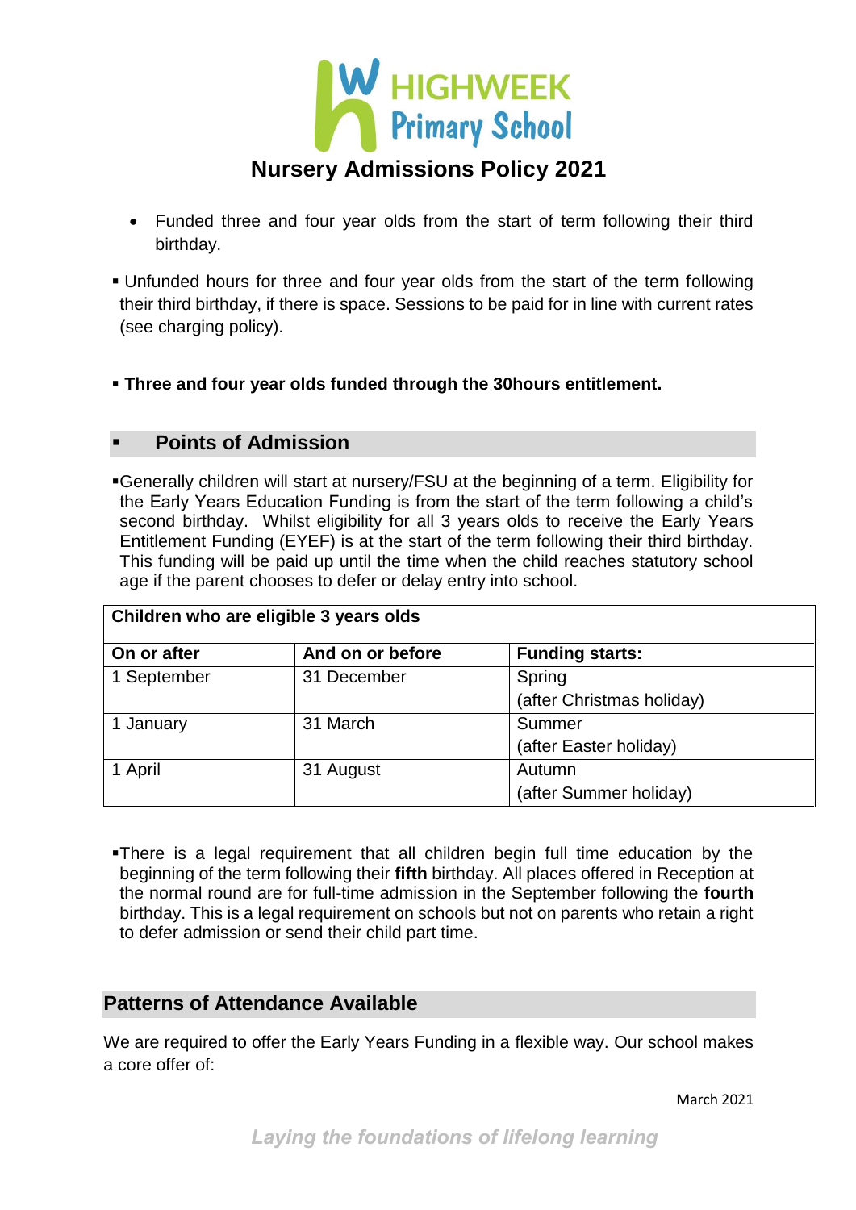# Nursery Admissions Policy 2021

- Funded three and four year olds from the start of term following their third birthday.

- Unfunded hours for three and four year olds from the start of the term following their third birthday, if there is space. Sessions to be paid for in line with current rates (see charging policy).

- **Three and four year olds funded through the 30hours entitlement.**

## Points of Admission

- Generally children will start at nursery/FSU at the beginning of a term. Eligibility for the Early Years Education Funding is from the start of the term following a child's second birthday. Whilst eligibility for all 3 years olds to receive the Early Years Entitlement Funding (EYEF) is at the start of the term following their third birthday. This funding will be paid up until the time when the child reaches statutory school age if the parent chooses to defer or delay entry into school.

| **Children who are eligible 3 years olds** | | |
|---|---|---|
| **On or after** | **And on or before** | **Funding starts:** |
| 1 September | 31 December | Spring (after Christmas holiday) |
| 1 January | 31 March | Summer (after Easter holiday) |
| 1 April | 31 August | Autumn (after Summer holiday) |

- There is a legal requirement that all children begin full time education by the beginning of the term following their **fifth** birthday. All places offered in Reception at the normal round are for full-time admission in the September following the **fourth** birthday. This is a legal requirement on schools but not on parents who retain a right to defer admission or send their child part time.

## Patterns of Attendance Available

We are required to offer the Early Years Funding in a flexible way. Our school makes a core offer of:

March 2021

*Laying the foundations of lifelong learning*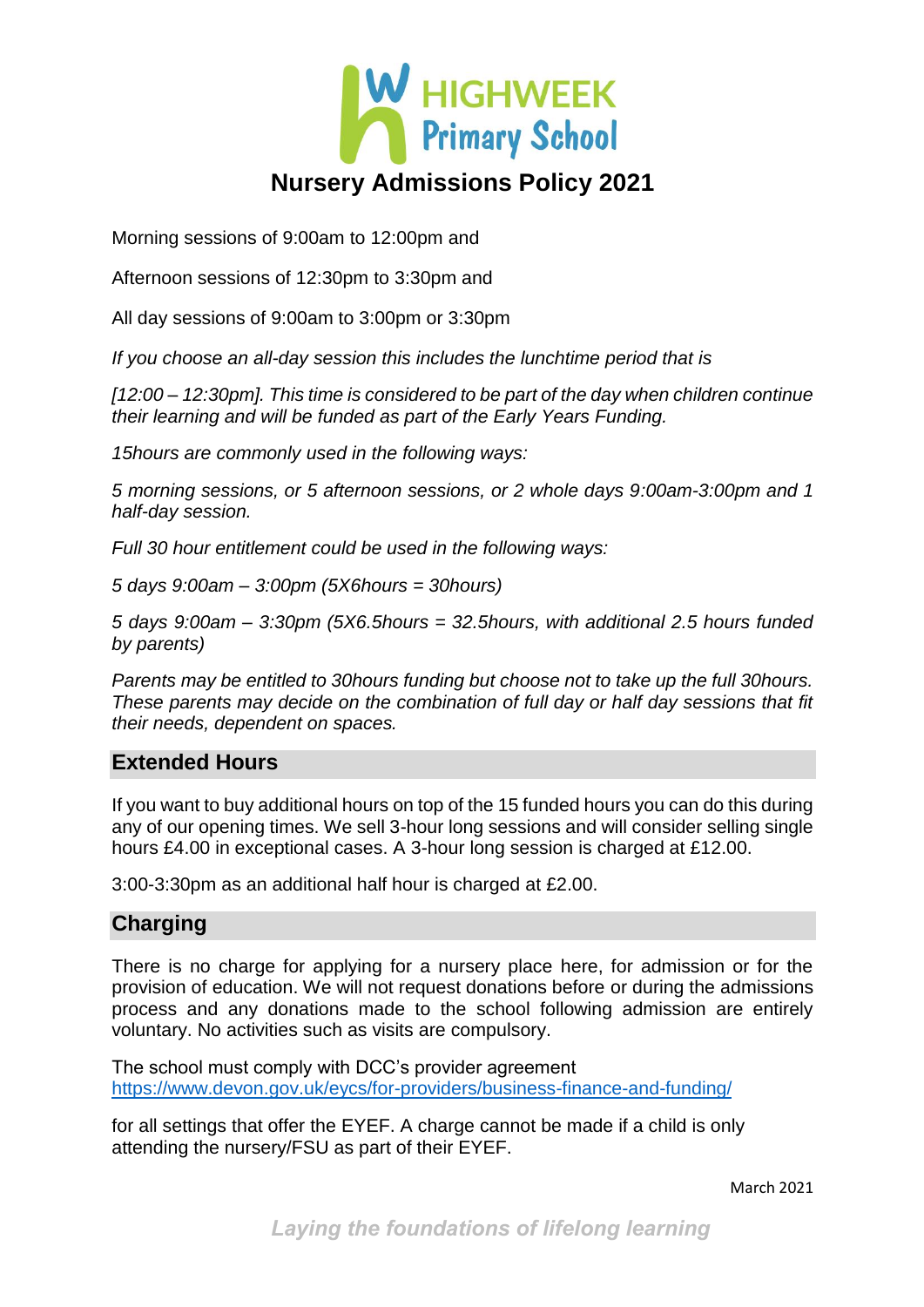# Nursery Admissions Policy 2021

Morning sessions of 9:00am to 12:00pm and

Afternoon sessions of 12:30pm to 3:30pm and

All day sessions of 9:00am to 3:00pm or 3:30pm

*If you choose an all-day session this includes the lunchtime period that is*

*[12:00 – 12:30pm]. This time is considered to be part of the day when children continue their learning and will be funded as part of the Early Years Funding.*

*15hours are commonly used in the following ways:*

*5 morning sessions, or 5 afternoon sessions, or 2 whole days 9:00am-3:00pm and 1 half-day session.*

*Full 30 hour entitlement could be used in the following ways:*

*5 days 9:00am – 3:00pm (5X6hours = 30hours)*

*5 days 9:00am – 3:30pm (5X6.5hours = 32.5hours, with additional 2.5 hours funded by parents)*

*Parents may be entitled to 30hours funding but choose not to take up the full 30hours. These parents may decide on the combination of full day or half day sessions that fit their needs, dependent on spaces.*

## Extended Hours

If you want to buy additional hours on top of the 15 funded hours you can do this during any of our opening times. We sell 3-hour long sessions and will consider selling single hours £4.00 in exceptional cases. A 3-hour long session is charged at £12.00.

3:00-3:30pm as an additional half hour is charged at £2.00.

## Charging

There is no charge for applying for a nursery place here, for admission or for the provision of education. We will not request donations before or during the admissions process and any donations made to the school following admission are entirely voluntary. No activities such as visits are compulsory.

The school must comply with DCC's provider agreement https://www.devon.gov.uk/eycs/for-providers/business-finance-and-funding/

for all settings that offer the EYEF. A charge cannot be made if a child is only attending the nursery/FSU as part of their EYEF.

March 2021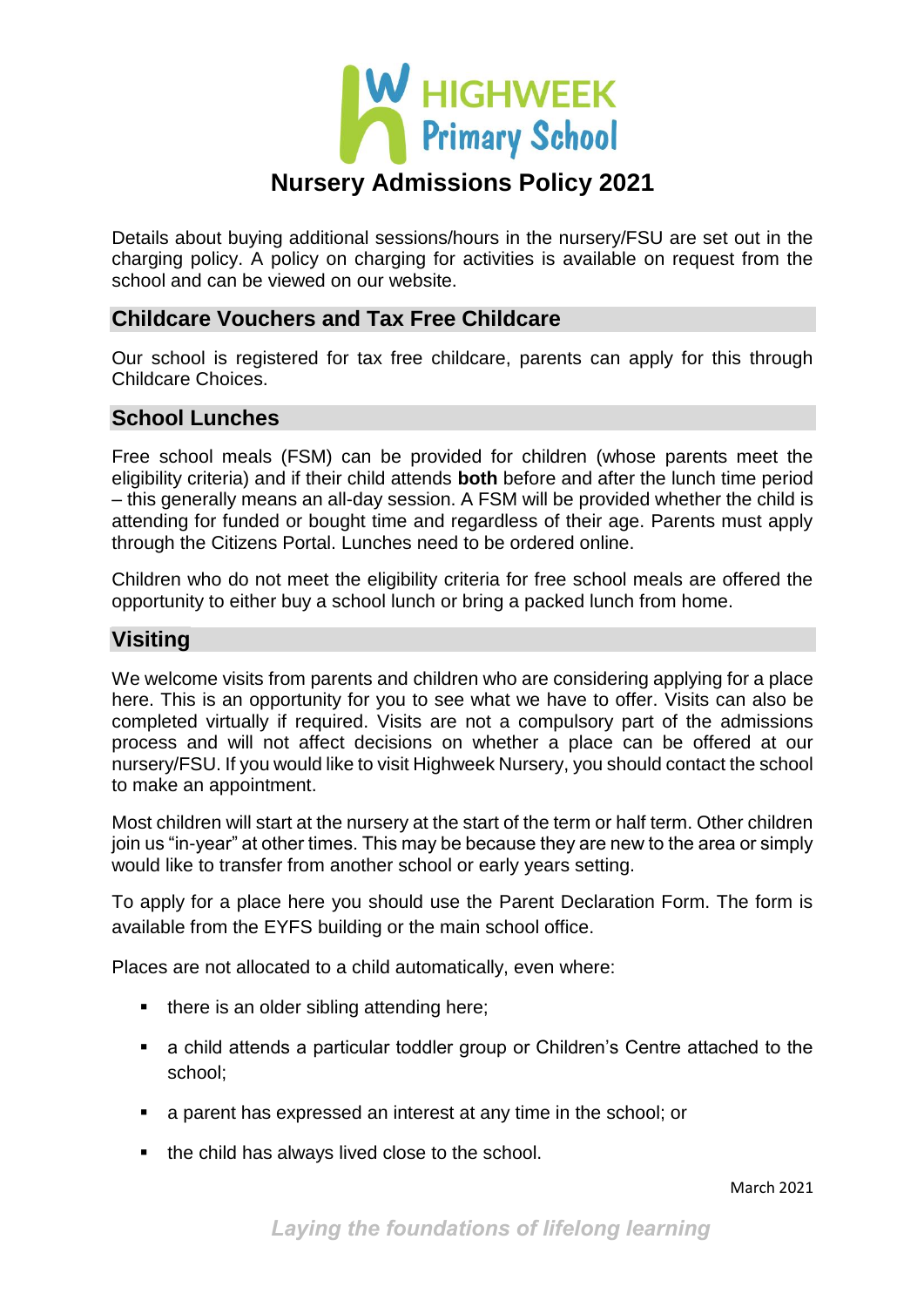# Nursery Admissions Policy 2021

Details about buying additional sessions/hours in the nursery/FSU are set out in the charging policy. A policy on charging for activities is available on request from the school and can be viewed on our website.

## Childcare Vouchers and Tax Free Childcare

Our school is registered for tax free childcare, parents can apply for this through Childcare Choices.

## School Lunches

Free school meals (FSM) can be provided for children (whose parents meet the eligibility criteria) and if their child attends **both** before and after the lunch time period – this generally means an all-day session. A FSM will be provided whether the child is attending for funded or bought time and regardless of their age. Parents must apply through the Citizens Portal. Lunches need to be ordered online.

Children who do not meet the eligibility criteria for free school meals are offered the opportunity to either buy a school lunch or bring a packed lunch from home.

## Visiting

We welcome visits from parents and children who are considering applying for a place here. This is an opportunity for you to see what we have to offer. Visits can also be completed virtually if required. Visits are not a compulsory part of the admissions process and will not affect decisions on whether a place can be offered at our nursery/FSU. If you would like to visit Highweek Nursery, you should contact the school to make an appointment.

Most children will start at the nursery at the start of the term or half term. Other children join us "in-year" at other times. This may be because they are new to the area or simply would like to transfer from another school or early years setting.

To apply for a place here you should use the Parent Declaration Form. The form is available from the EYFS building or the main school office.

Places are not allocated to a child automatically, even where:

- there is an older sibling attending here;
- a child attends a particular toddler group or Children's Centre attached to the school;
- a parent has expressed an interest at any time in the school; or
- the child has always lived close to the school.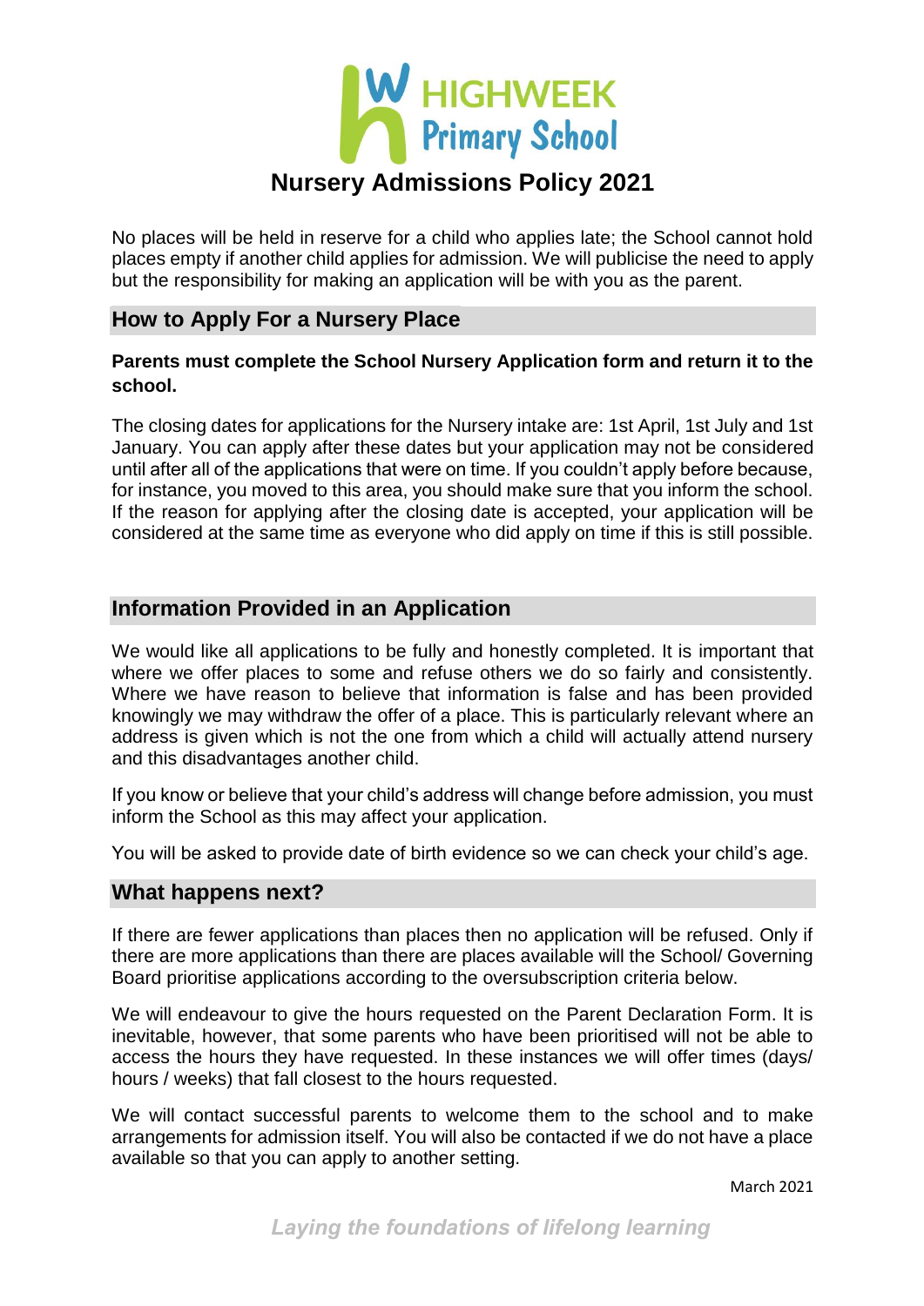No places will be held in reserve for a child who applies late; the School cannot hold places empty if another child applies for admission. We will publicise the need to apply but the responsibility for making an application will be with you as the parent.

## How to Apply For a Nursery Place

**Parents must complete the School Nursery Application form and return it to the school.**

The closing dates for applications for the Nursery intake are: 1st April, 1st July and 1st January. You can apply after these dates but your application may not be considered until after all of the applications that were on time. If you couldn't apply before because, for instance, you moved to this area, you should make sure that you inform the school. If the reason for applying after the closing date is accepted, your application will be considered at the same time as everyone who did apply on time if this is still possible.

## Information Provided in an Application

We would like all applications to be fully and honestly completed. It is important that where we offer places to some and refuse others we do so fairly and consistently. Where we have reason to believe that information is false and has been provided knowingly we may withdraw the offer of a place. This is particularly relevant where an address is given which is not the one from which a child will actually attend nursery and this disadvantages another child.

If you know or believe that your child's address will change before admission, you must inform the School as this may affect your application.

You will be asked to provide date of birth evidence so we can check your child's age.

## What happens next?

If there are fewer applications than places then no application will be refused. Only if there are more applications than there are places available will the School/ Governing Board prioritise applications according to the oversubscription criteria below.

We will endeavour to give the hours requested on the Parent Declaration Form. It is inevitable, however, that some parents who have been prioritised will not be able to access the hours they have requested. In these instances we will offer times (days/ hours / weeks) that fall closest to the hours requested.

We will contact successful parents to welcome them to the school and to make arrangements for admission itself. You will also be contacted if we do not have a place available so that you can apply to another setting.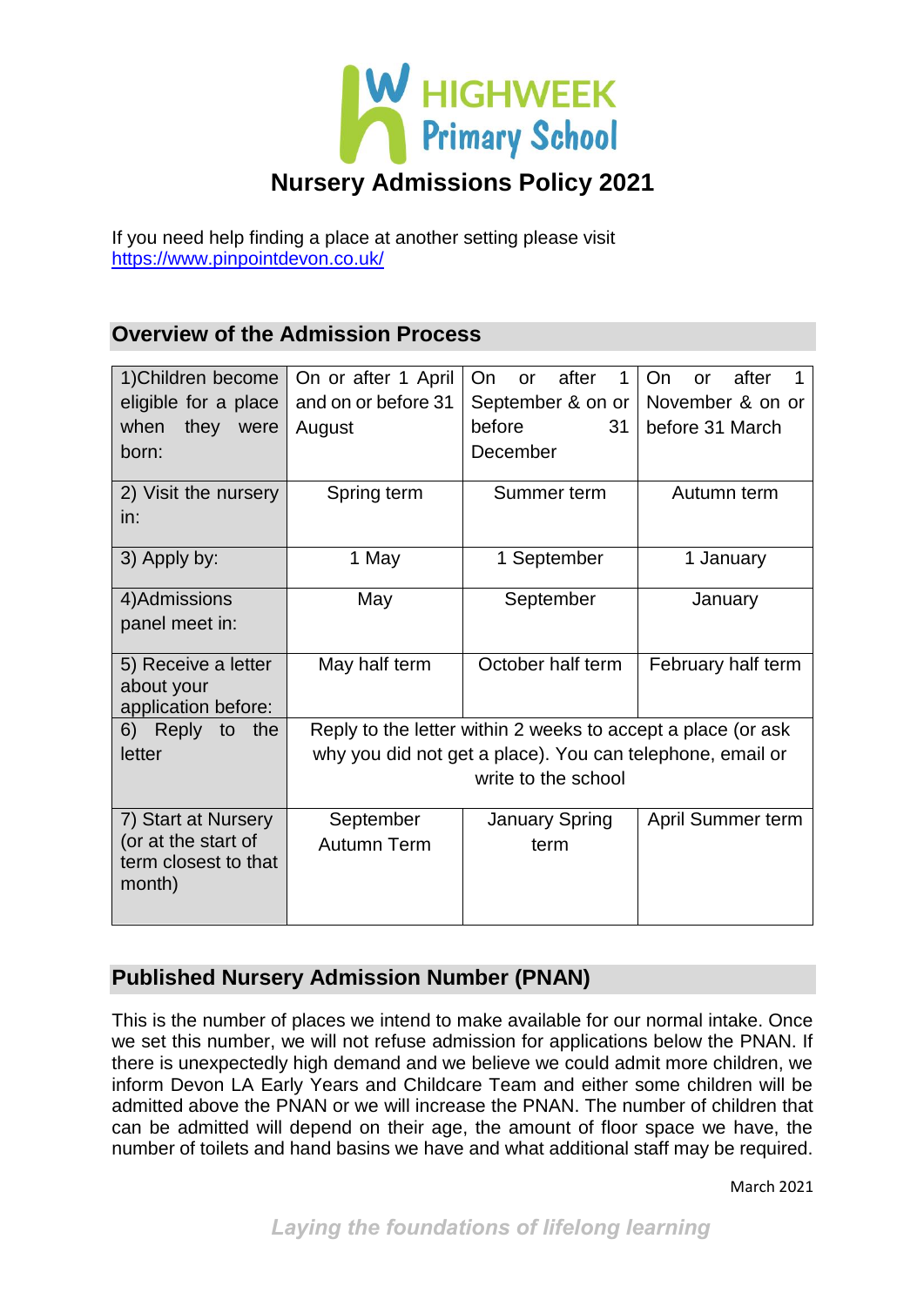# HIGHWEEK Primary School

## Nursery Admissions Policy 2021

If you need help finding a place at another setting please visit https://www.pinpointdevon.co.uk/

## Overview of the Admission Process

| 1)Children become eligible for a place when they were born: | On or after 1 April and on or before 31 August | On or after 1 September & on or before 31 December | On or after 1 November & on or before 31 March |
|---|---|---|---|
| 2) Visit the nursery in: | Spring term | Summer term | Autumn term |
| 3) Apply by: | 1 May | 1 September | 1 January |
| 4)Admissions panel meet in: | May | September | January |
| 5) Receive a letter about your application before: | May half term | October half term | February half term |
| 6) Reply to the letter | Reply to the letter within 2 weeks to accept a place (or ask why you did not get a place). You can telephone, email or write to the school | | |
| 7) Start at Nursery (or at the start of term closest to that month) | September Autumn Term | January Spring term | April Summer term |

## Published Nursery Admission Number (PNAN)

This is the number of places we intend to make available for our normal intake. Once we set this number, we will not refuse admission for applications below the PNAN. If there is unexpectedly high demand and we believe we could admit more children, we inform Devon LA Early Years and Childcare Team and either some children will be admitted above the PNAN or we will increase the PNAN. The number of children that can be admitted will depend on their age, the amount of floor space we have, the number of toilets and hand basins we have and what additional staff may be required.

March 2021

*Laying the foundations of lifelong learning*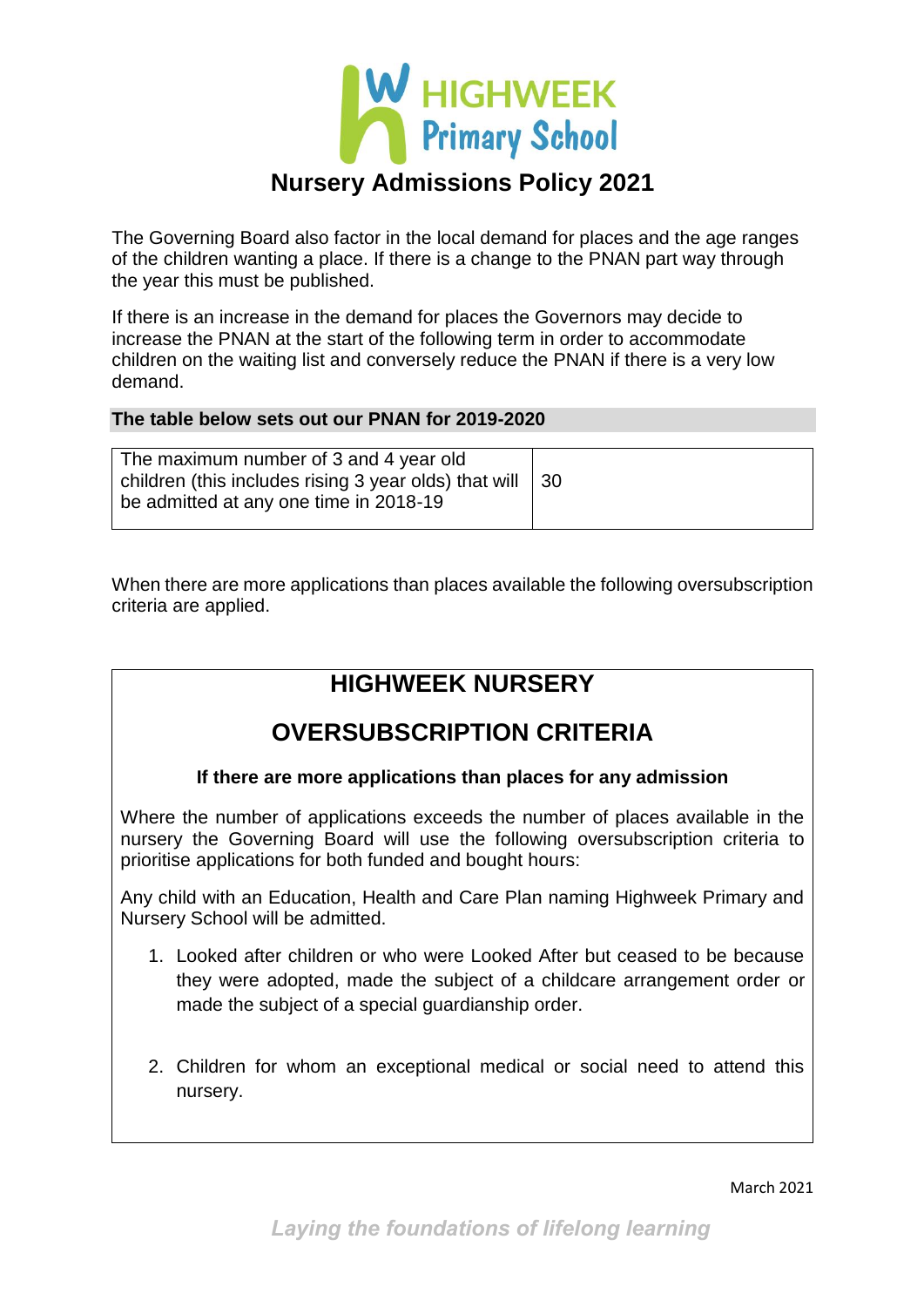# Nursery Admissions Policy 2021

The Governing Board also factor in the local demand for places and the age ranges of the children wanting a place. If there is a change to the PNAN part way through the year this must be published.

If there is an increase in the demand for places the Governors may decide to increase the PNAN at the start of the following term in order to accommodate children on the waiting list and conversely reduce the PNAN if there is a very low demand.

**The table below sets out our PNAN for 2019-2020**

| | |
|---|---|
| The maximum number of 3 and 4 year old children (this includes rising 3 year olds) that will be admitted at any one time in 2018-19 | 30 |

When there are more applications than places available the following oversubscription criteria are applied.

## HIGHWEEK NURSERY

## OVERSUBSCRIPTION CRITERIA

**If there are more applications than places for any admission**

Where the number of applications exceeds the number of places available in the nursery the Governing Board will use the following oversubscription criteria to prioritise applications for both funded and bought hours:

Any child with an Education, Health and Care Plan naming Highweek Primary and Nursery School will be admitted.

1. Looked after children or who were Looked After but ceased to be because they were adopted, made the subject of a childcare arrangement order or made the subject of a special guardianship order.

2. Children for whom an exceptional medical or social need to attend this nursery.

March 2021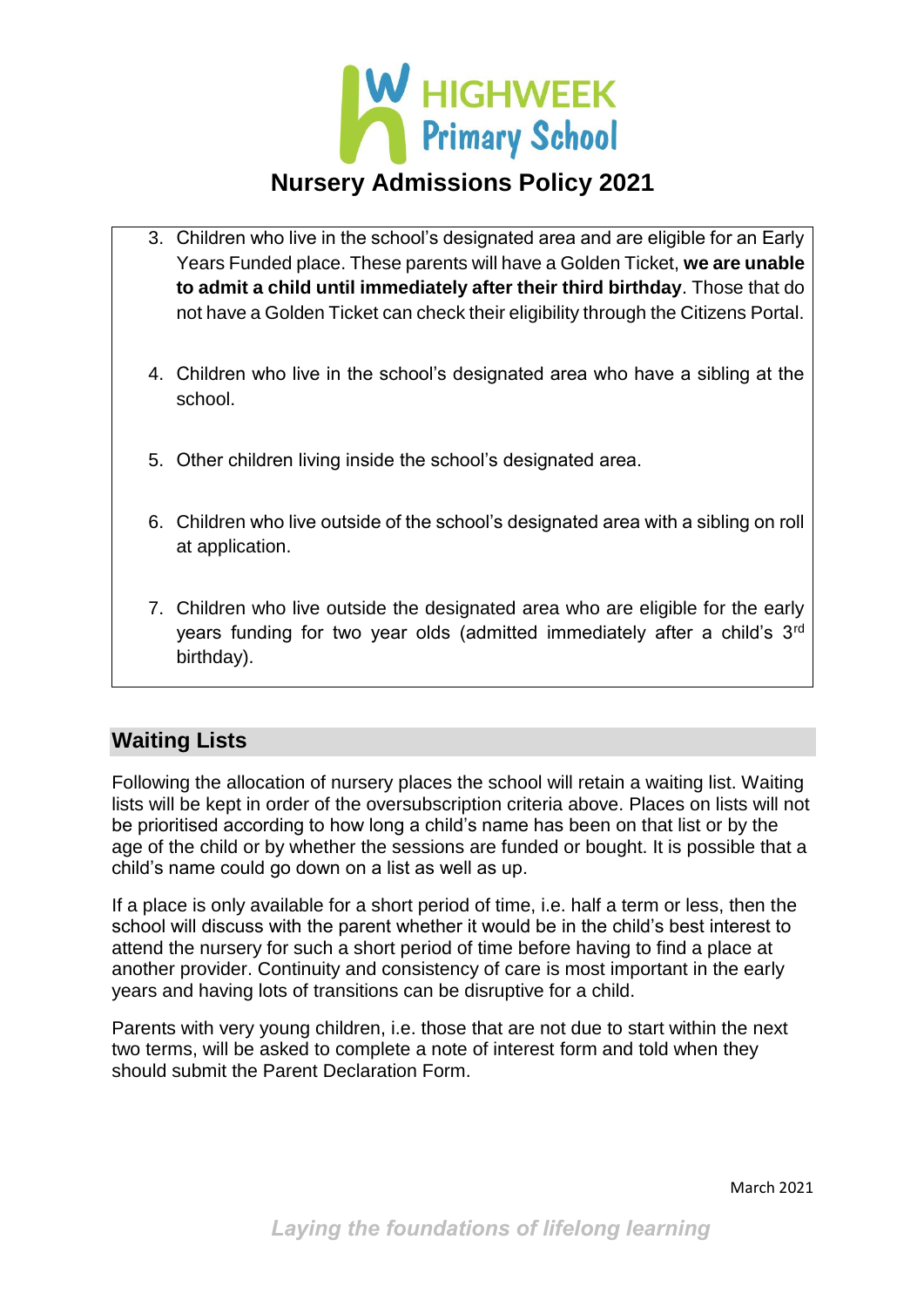# Nursery Admissions Policy 2021

3. Children who live in the school's designated area and are eligible for an Early Years Funded place. These parents will have a Golden Ticket, **we are unable to admit a child until immediately after their third birthday**. Those that do not have a Golden Ticket can check their eligibility through the Citizens Portal.

4. Children who live in the school's designated area who have a sibling at the school.

5. Other children living inside the school's designated area.

6. Children who live outside of the school's designated area with a sibling on roll at application.

7. Children who live outside the designated area who are eligible for the early years funding for two year olds (admitted immediately after a child's 3rd birthday).

## Waiting Lists

Following the allocation of nursery places the school will retain a waiting list. Waiting lists will be kept in order of the oversubscription criteria above. Places on lists will not be prioritised according to how long a child's name has been on that list or by the age of the child or by whether the sessions are funded or bought. It is possible that a child's name could go down on a list as well as up.

If a place is only available for a short period of time, i.e. half a term or less, then the school will discuss with the parent whether it would be in the child's best interest to attend the nursery for such a short period of time before having to find a place at another provider. Continuity and consistency of care is most important in the early years and having lots of transitions can be disruptive for a child.

Parents with very young children, i.e. those that are not due to start within the next two terms, will be asked to complete a note of interest form and told when they should submit the Parent Declaration Form.

March 2021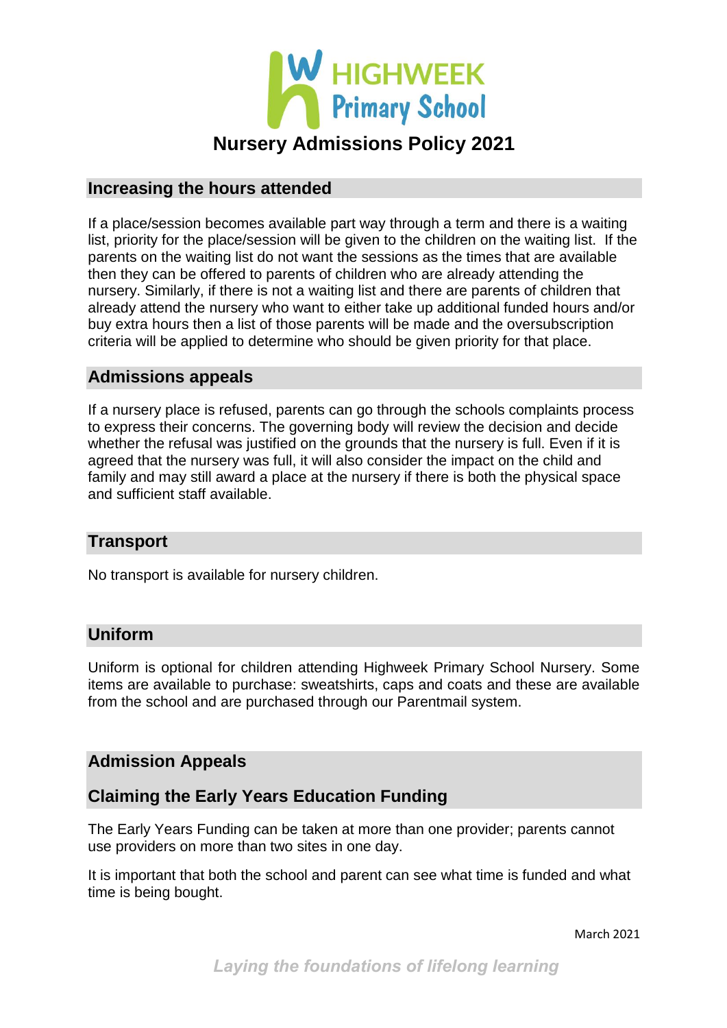# Nursery Admissions Policy 2021

## Increasing the hours attended

If a place/session becomes available part way through a term and there is a waiting list, priority for the place/session will be given to the children on the waiting list. If the parents on the waiting list do not want the sessions as the times that are available then they can be offered to parents of children who are already attending the nursery. Similarly, if there is not a waiting list and there are parents of children that already attend the nursery who want to either take up additional funded hours and/or buy extra hours then a list of those parents will be made and the oversubscription criteria will be applied to determine who should be given priority for that place.

## Admissions appeals

If a nursery place is refused, parents can go through the schools complaints process to express their concerns. The governing body will review the decision and decide whether the refusal was justified on the grounds that the nursery is full. Even if it is agreed that the nursery was full, it will also consider the impact on the child and family and may still award a place at the nursery if there is both the physical space and sufficient staff available.

## Transport

No transport is available for nursery children.

## Uniform

Uniform is optional for children attending Highweek Primary School Nursery. Some items are available to purchase: sweatshirts, caps and coats and these are available from the school and are purchased through our Parentmail system.

## Admission Appeals

## Claiming the Early Years Education Funding

The Early Years Funding can be taken at more than one provider; parents cannot use providers on more than two sites in one day.

It is important that both the school and parent can see what time is funded and what time is being bought.

March 2021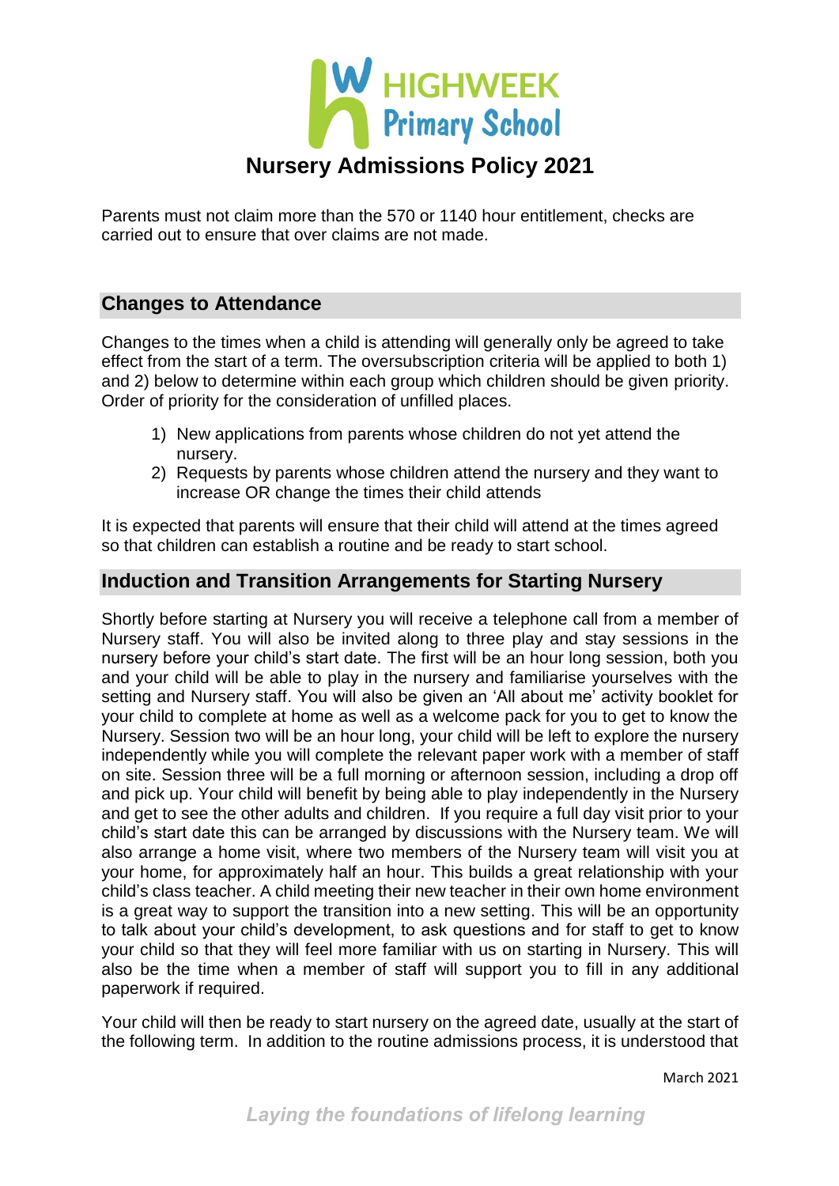# Nursery Admissions Policy 2021

Parents must not claim more than the 570 or 1140 hour entitlement, checks are carried out to ensure that over claims are not made.

## Changes to Attendance

Changes to the times when a child is attending will generally only be agreed to take effect from the start of a term. The oversubscription criteria will be applied to both 1) and 2) below to determine within each group which children should be given priority. Order of priority for the consideration of unfilled places.

1) New applications from parents whose children do not yet attend the nursery.
2) Requests by parents whose children attend the nursery and they want to increase OR change the times their child attends

It is expected that parents will ensure that their child will attend at the times agreed so that children can establish a routine and be ready to start school.

## Induction and Transition Arrangements for Starting Nursery

Shortly before starting at Nursery you will receive a telephone call from a member of Nursery staff. You will also be invited along to three play and stay sessions in the nursery before your child's start date. The first will be an hour long session, both you and your child will be able to play in the nursery and familiarise yourselves with the setting and Nursery staff. You will also be given an 'All about me' activity booklet for your child to complete at home as well as a welcome pack for you to get to know the Nursery. Session two will be an hour long, your child will be left to explore the nursery independently while you will complete the relevant paper work with a member of staff on site. Session three will be a full morning or afternoon session, including a drop off and pick up. Your child will benefit by being able to play independently in the Nursery and get to see the other adults and children. If you require a full day visit prior to your child's start date this can be arranged by discussions with the Nursery team. We will also arrange a home visit, where two members of the Nursery team will visit you at your home, for approximately half an hour. This builds a great relationship with your child's class teacher. A child meeting their new teacher in their own home environment is a great way to support the transition into a new setting. This will be an opportunity to talk about your child's development, to ask questions and for staff to get to know your child so that they will feel more familiar with us on starting in Nursery. This will also be the time when a member of staff will support you to fill in any additional paperwork if required.

Your child will then be ready to start nursery on the agreed date, usually at the start of the following term. In addition to the routine admissions process, it is understood that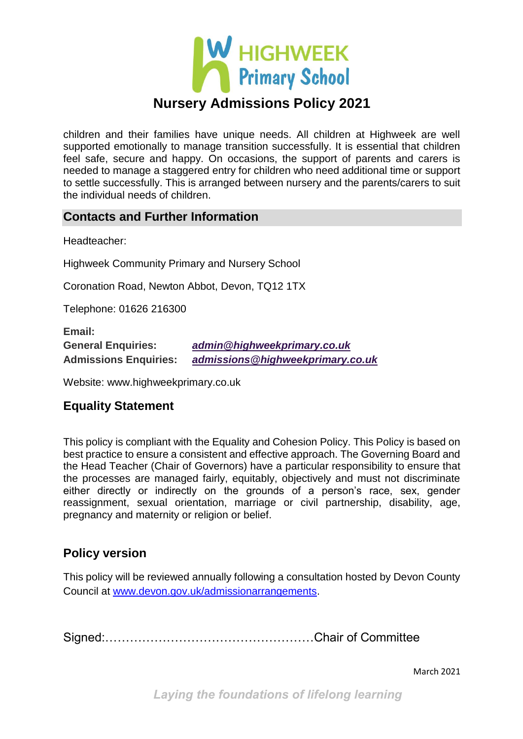children and their families have unique needs. All children at Highweek are well supported emotionally to manage transition successfully. It is essential that children feel safe, secure and happy. On occasions, the support of parents and carers is needed to manage a staggered entry for children who need additional time or support to settle successfully. This is arranged between nursery and the parents/carers to suit the individual needs of children.

## Contacts and Further Information

Headteacher:

Highweek Community Primary and Nursery School

Coronation Road, Newton Abbot, Devon, TQ12 1TX

Telephone: 01626 216300

**Email:**
**General Enquiries:** ***admin@highweekprimary.co.uk***
**Admissions Enquiries:** ***admissions@highweekprimary.co.uk***

Website: www.highweekprimary.co.uk

## Equality Statement

This policy is compliant with the Equality and Cohesion Policy. This Policy is based on best practice to ensure a consistent and effective approach. The Governing Board and the Head Teacher (Chair of Governors) have a particular responsibility to ensure that the processes are managed fairly, equitably, objectively and must not discriminate either directly or indirectly on the grounds of a person's race, sex, gender reassignment, sexual orientation, marriage or civil partnership, disability, age, pregnancy and maternity or religion or belief.

## Policy version

This policy will be reviewed annually following a consultation hosted by Devon County Council at www.devon.gov.uk/admissionarrangements.

Signed:……………………………………………Chair of Committee

March 2021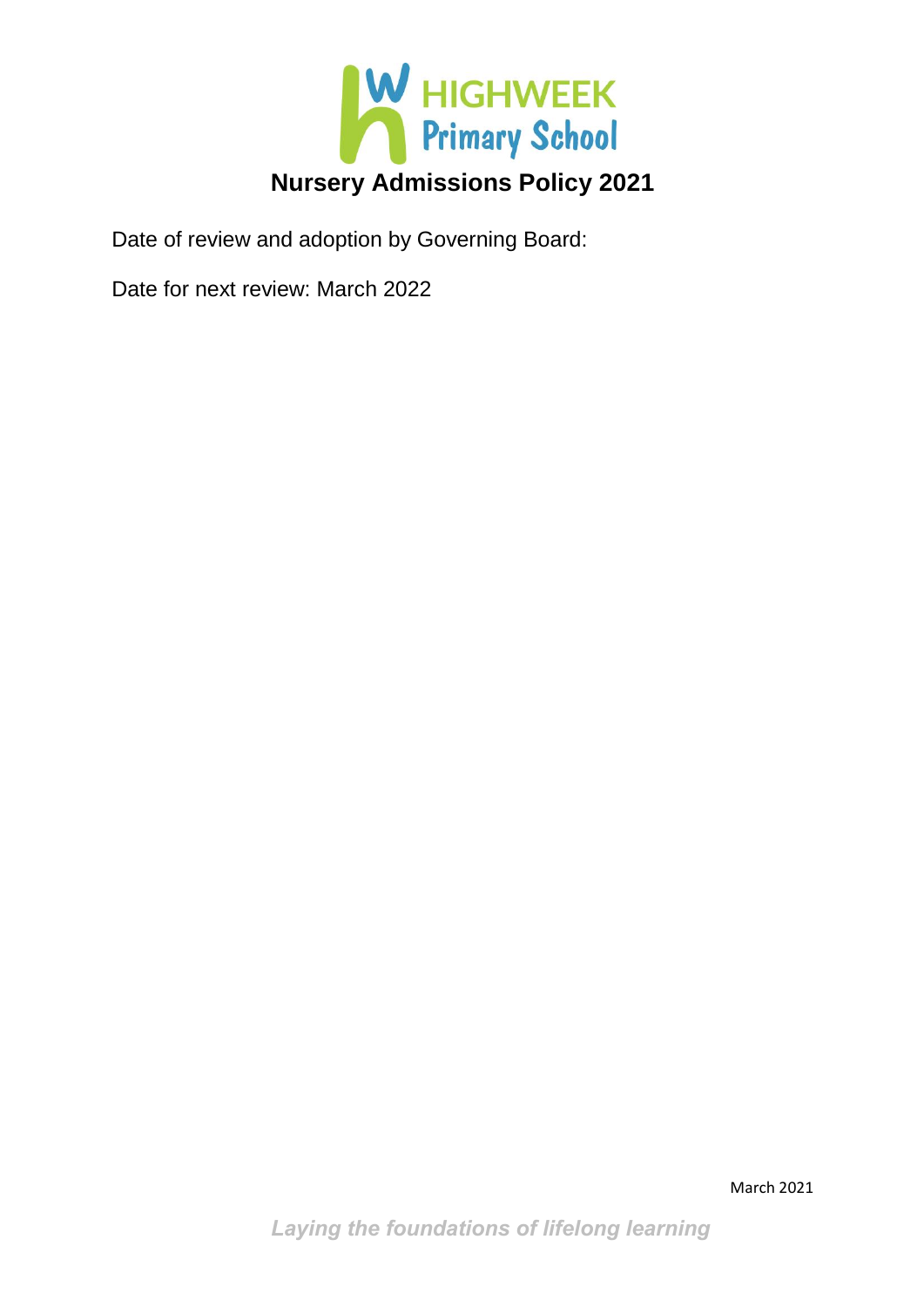HIGHWEEK
Primary School

# Nursery Admissions Policy 2021

Date of review and adoption by Governing Board:

Date for next review: March 2022

March 2021

*Laying the foundations of lifelong learning*